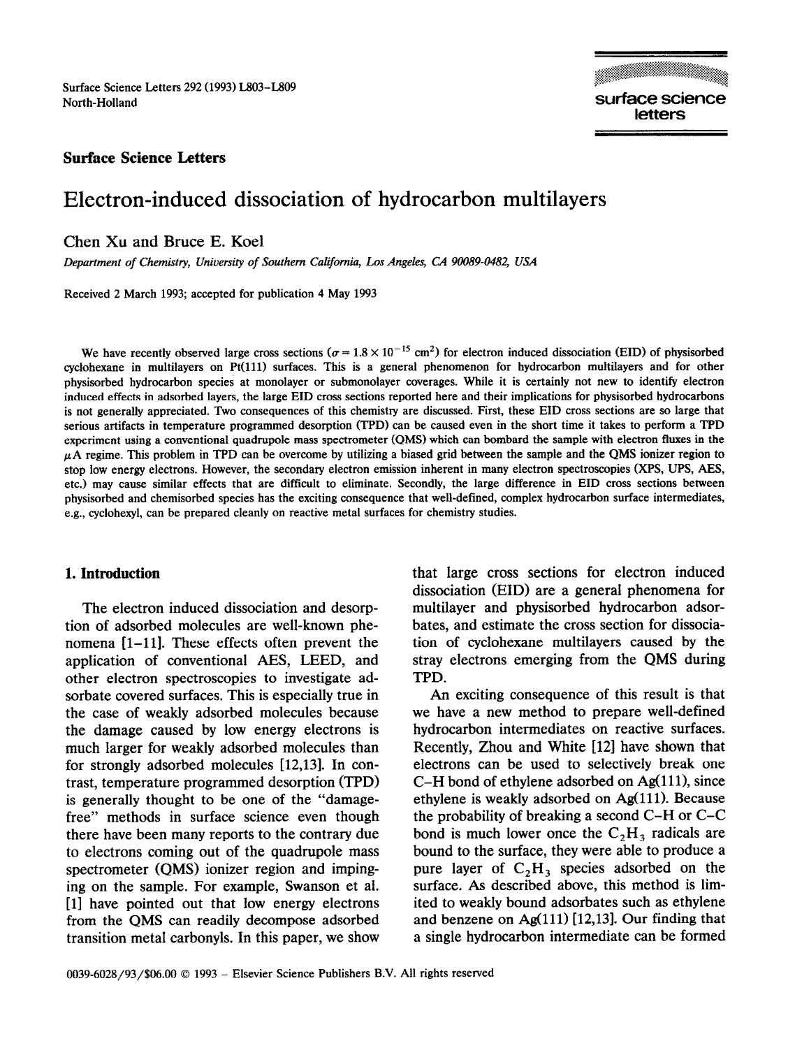**Surface Science Letters**

# Electron-induced dissociation of hydrocarbon multilayers

Chen Xu and Bruce E. Koel

*Department of Chemistry, University of Southern California, Los Angeles, CA 90089-0482, USA*

Received 2 March 1993; accepted for publication 4 May 1993

We have recently observed large cross sections ($\sigma = 1.8 \times 10^{-15}$ cm$^2$) for electron induced dissociation (EID) of physisorbed cyclohexane in multilayers on Pt(111) surfaces. This is a general phenomenon for hydrocarbon multilayers and for other physisorbed hydrocarbon species at monolayer or submonolayer coverages. While it is certainly not new to identify electron induced effects in adsorbed layers, the large EID cross sections reported here and their implications for physisorbed hydrocarbons is not generally appreciated. Two consequences of this chemistry are discussed. First, these EID cross sections are so large that serious artifacts in temperature programmed desorption (TPD) can be caused even in the short time it takes to perform a TPD experiment using a conventional quadrupole mass spectrometer (QMS) which can bombard the sample with electron fluxes in the $\mu$A regime. This problem in TPD can be overcome by utilizing a biased grid between the sample and the QMS ionizer region to stop low energy electrons. However, the secondary electron emission inherent in many electron spectroscopies (XPS, UPS, AES, etc.) may cause similar effects that are difficult to eliminate. Secondly, the large difference in EID cross sections between physisorbed and chemisorbed species has the exciting consequence that well-defined, complex hydrocarbon surface intermediates, e.g., cyclohexyl, can be prepared cleanly on reactive metal surfaces for chemistry studies.

## 1. Introduction

The electron induced dissociation and desorption of adsorbed molecules are well-known phenomena [1–11]. These effects often prevent the application of conventional AES, LEED, and other electron spectroscopies to investigate adsorbate covered surfaces. This is especially true in the case of weakly adsorbed molecules because the damage caused by low energy electrons is much larger for weakly adsorbed molecules than for strongly adsorbed molecules [12,13]. In contrast, temperature programmed desorption (TPD) is generally thought to be one of the "damage-free" methods in surface science even though there have been many reports to the contrary due to electrons coming out of the quadrupole mass spectrometer (QMS) ionizer region and impinging on the sample. For example, Swanson et al. [1] have pointed out that low energy electrons from the QMS can readily decompose adsorbed transition metal carbonyls. In this paper, we show that large cross sections for electron induced dissociation (EID) are a general phenomena for multilayer and physisorbed hydrocarbon adsorbates, and estimate the cross section for dissociation of cyclohexane multilayers caused by the stray electrons emerging from the QMS during TPD.

An exciting consequence of this result is that we have a new method to prepare well-defined hydrocarbon intermediates on reactive surfaces. Recently, Zhou and White [12] have shown that electrons can be used to selectively break one C–H bond of ethylene adsorbed on Ag(111), since ethylene is weakly adsorbed on Ag(111). Because the probability of breaking a second C–H or C–C bond is much lower once the $C_2H_3$ radicals are bound to the surface, they were able to produce a pure layer of $C_2H_3$ species adsorbed on the surface. As described above, this method is limited to weakly bound adsorbates such as ethylene and benzene on Ag(111) [12,13]. Our finding that a single hydrocarbon intermediate can be formed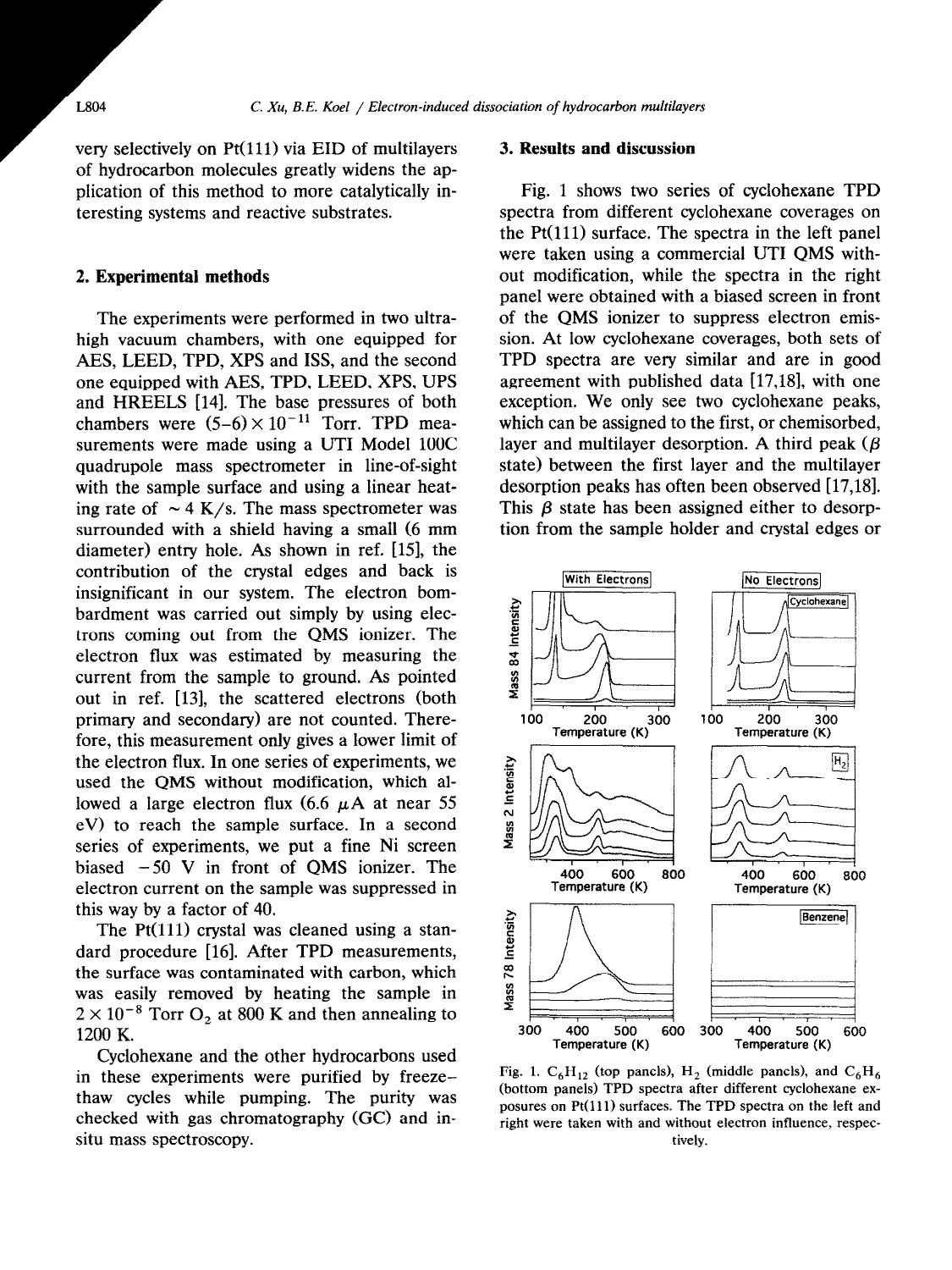very selectively on Pt(111) via EID of multilayers of hydrocarbon molecules greatly widens the application of this method to more catalytically interesting systems and reactive substrates.

## 2. Experimental methods

The experiments were performed in two ultrahigh vacuum chambers, with one equipped for AES, LEED, TPD, XPS and ISS, and the second one equipped with AES, TPD, LEED, XPS, UPS and HREELS [14]. The base pressures of both chambers were $(5–6) \times 10^{-11}$ Torr. TPD measurements were made using a UTI Model 100C quadrupole mass spectrometer in line-of-sight with the sample surface and using a linear heating rate of $\sim 4$ K/s. The mass spectrometer was surrounded with a shield having a small (6 mm diameter) entry hole. As shown in ref. [15], the contribution of the crystal edges and back is insignificant in our system. The electron bombardment was carried out simply by using electrons coming out from the QMS ionizer. The electron flux was estimated by measuring the current from the sample to ground. As pointed out in ref. [13], the scattered electrons (both primary and secondary) are not counted. Therefore, this measurement only gives a lower limit of the electron flux. In one series of experiments, we used the QMS without modification, which allowed a large electron flux (6.6 $\mu$A at near 55 eV) to reach the sample surface. In a second series of experiments, we put a fine Ni screen biased $-50$ V in front of QMS ionizer. The electron current on the sample was suppressed in this way by a factor of 40.

The Pt(111) crystal was cleaned using a standard procedure [16]. After TPD measurements, the surface was contaminated with carbon, which was easily removed by heating the sample in $2 \times 10^{-8}$ Torr $O_2$ at 800 K and then annealing to 1200 K.

Cyclohexane and the other hydrocarbons used in these experiments were purified by freeze–thaw cycles while pumping. The purity was checked with gas chromatography (GC) and in-situ mass spectroscopy.

## 3. Results and discussion

Fig. 1 shows two series of cyclohexane TPD spectra from different cyclohexane coverages on the Pt(111) surface. The spectra in the left panel were taken using a commercial UTI QMS without modification, while the spectra in the right panel were obtained with a biased screen in front of the QMS ionizer to suppress electron emission. At low cyclohexane coverages, both sets of TPD spectra are very similar and are in good agreement with published data [17,18], with one exception. We only see two cyclohexane peaks, which can be assigned to the first, or chemisorbed, layer and multilayer desorption. A third peak ($\beta$ state) between the first layer and the multilayer desorption peaks has often been observed [17,18]. This $\beta$ state has been assigned either to desorption from the sample holder and crystal edges or

Fig. 1. $C_6H_{12}$ (top panels), $H_2$ (middle panels), and $C_6H_6$ (bottom panels) TPD spectra after different cyclohexane exposures on Pt(111) surfaces. The TPD spectra on the left and right were taken with and without electron influence, respectively.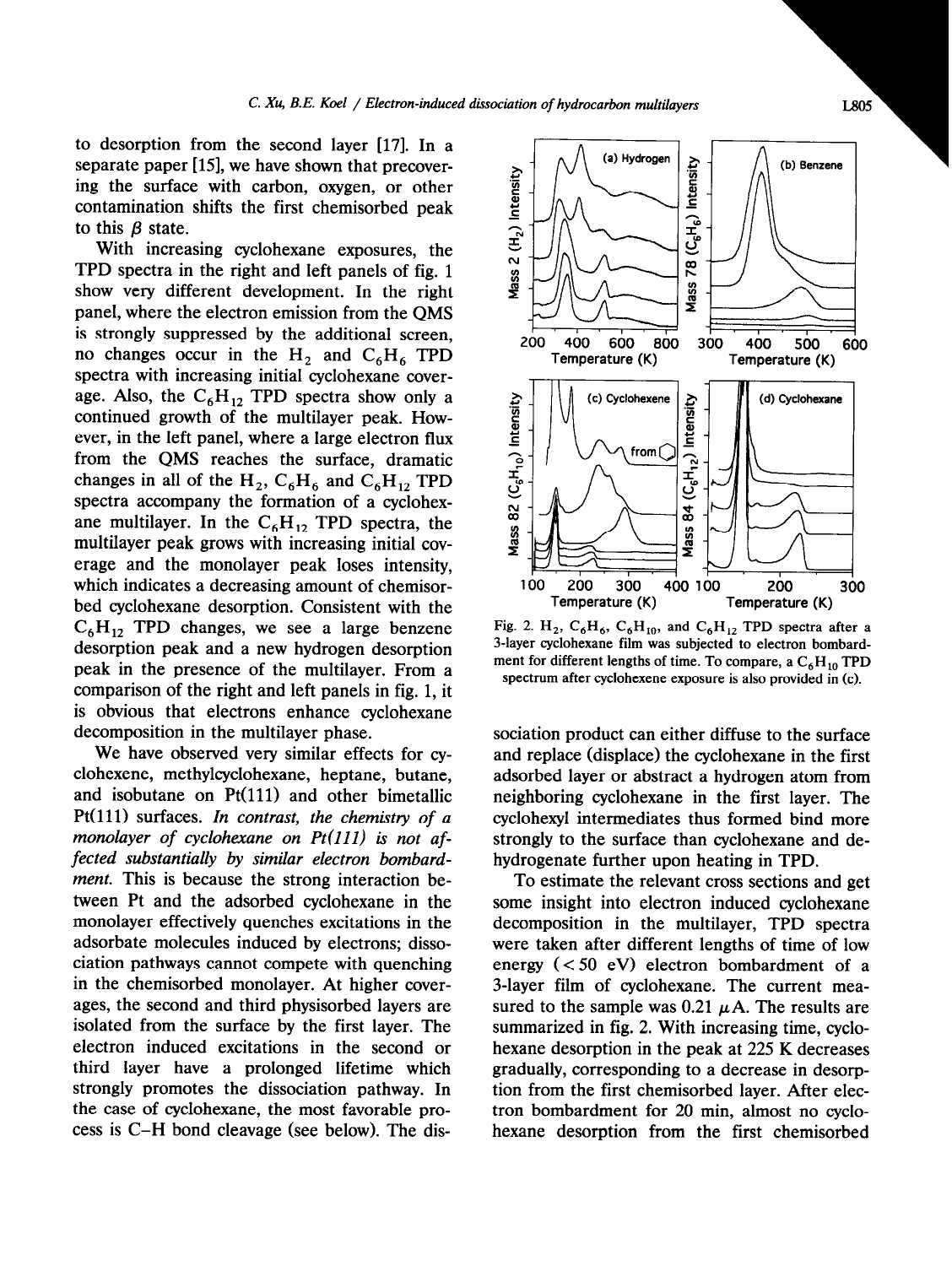to desorption from the second layer [17]. In a separate paper [15], we have shown that precovering the surface with carbon, oxygen, or other contamination shifts the first chemisorbed peak to this $\beta$ state.

With increasing cyclohexane exposures, the TPD spectra in the right and left panels of fig. 1 show very different development. In the right panel, where the electron emission from the QMS is strongly suppressed by the additional screen, no changes occur in the $H_2$ and $C_6H_6$ TPD spectra with increasing initial cyclohexane coverage. Also, the $C_6H_{12}$ TPD spectra show only a continued growth of the multilayer peak. However, in the left panel, where a large electron flux from the QMS reaches the surface, dramatic changes in all of the $H_2$, $C_6H_6$ and $C_6H_{12}$ TPD spectra accompany the formation of a cyclohexane multilayer. In the $C_6H_{12}$ TPD spectra, the multilayer peak grows with increasing initial coverage and the monolayer peak loses intensity, which indicates a decreasing amount of chemisorbed cyclohexane desorption. Consistent with the $C_6H_{12}$ TPD changes, we see a large benzene desorption peak and a new hydrogen desorption peak in the presence of the multilayer. From a comparison of the right and left panels in fig. 1, it is obvious that electrons enhance cyclohexane decomposition in the multilayer phase.

We have observed very similar effects for cyclohexene, methylcyclohexane, heptane, butane, and isobutane on Pt(111) and other bimetallic Pt(111) surfaces. *In contrast, the chemistry of a monolayer of cyclohexane on Pt(111) is not affected substantially by similar electron bombardment.* This is because the strong interaction between Pt and the adsorbed cyclohexane in the monolayer effectively quenches excitations in the adsorbate molecules induced by electrons; dissociation pathways cannot compete with quenching in the chemisorbed monolayer. At higher coverages, the second and third physisorbed layers are isolated from the surface by the first layer. The electron induced excitations in the second or third layer have a prolonged lifetime which strongly promotes the dissociation pathway. In the case of cyclohexane, the most favorable process is C–H bond cleavage (see below). The dissociation product can either diffuse to the surface and replace (displace) the cyclohexane in the first adsorbed layer or abstract a hydrogen atom from neighboring cyclohexane in the first layer. The cyclohexyl intermediates thus formed bind more strongly to the surface than cyclohexane and dehydrogenate further upon heating in TPD.

Fig. 2. $H_2$, $C_6H_6$, $C_6H_{10}$, and $C_6H_{12}$ TPD spectra after a 3-layer cyclohexane film was subjected to electron bombardment for different lengths of time. To compare, a $C_6H_{10}$ TPD spectrum after cyclohexene exposure is also provided in (c).

To estimate the relevant cross sections and get some insight into electron induced cyclohexane decomposition in the multilayer, TPD spectra were taken after different lengths of time of low energy (< 50 eV) electron bombardment of a 3-layer film of cyclohexane. The current measured to the sample was 0.21 $\mu$A. The results are summarized in fig. 2. With increasing time, cyclohexane desorption in the peak at 225 K decreases gradually, corresponding to a decrease in desorption from the first chemisorbed layer. After electron bombardment for 20 min, almost no cyclohexane desorption from the first chemisorbed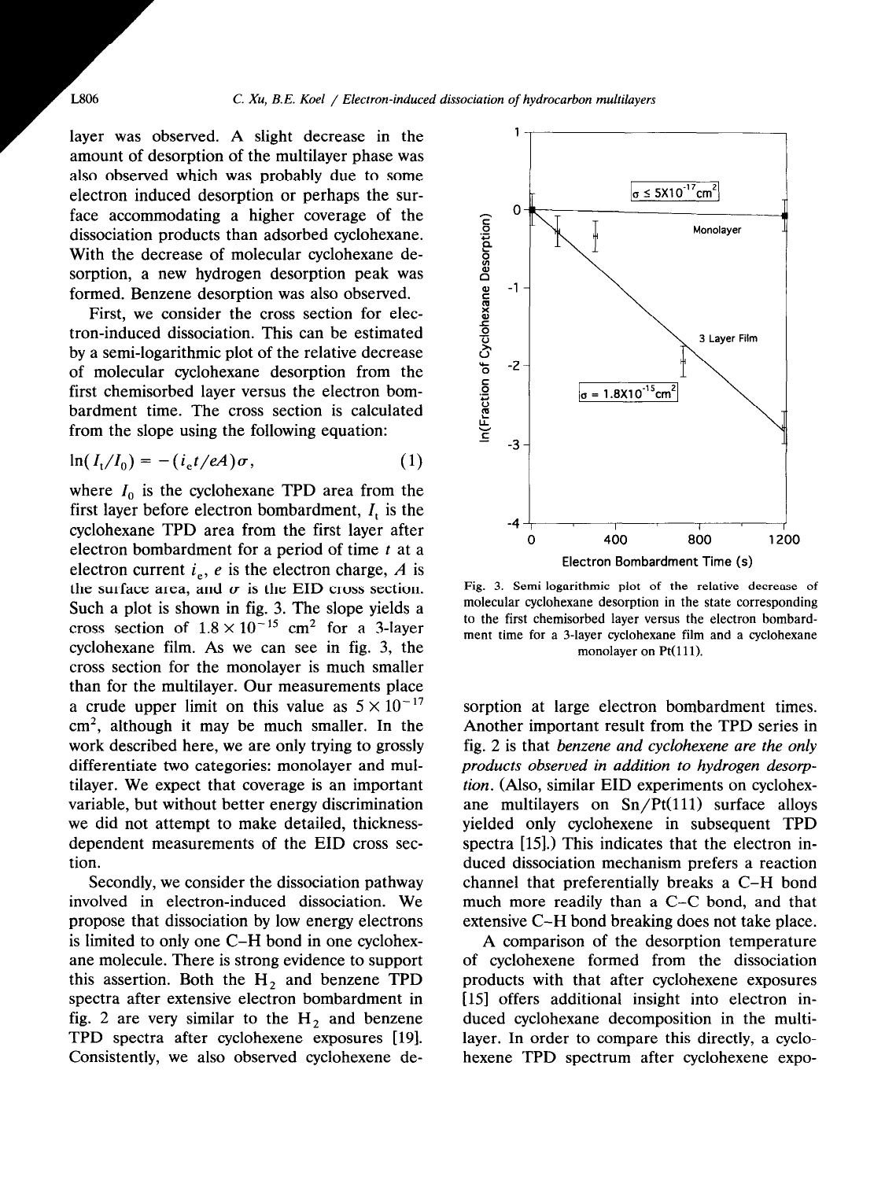layer was observed. A slight decrease in the amount of desorption of the multilayer phase was also observed which was probably due to some electron induced desorption or perhaps the surface accommodating a higher coverage of the dissociation products than adsorbed cyclohexane. With the decrease of molecular cyclohexane desorption, a new hydrogen desorption peak was formed. Benzene desorption was also observed.

First, we consider the cross section for electron-induced dissociation. This can be estimated by a semi-logarithmic plot of the relative decrease of molecular cyclohexane desorption from the first chemisorbed layer versus the electron bombardment time. The cross section is calculated from the slope using the following equation:

$$\ln(I_t/I_0) = -(i_e t/eA)\sigma, \quad (1)$$

where $I_0$ is the cyclohexane TPD area from the first layer before electron bombardment, $I_t$ is the cyclohexane TPD area from the first layer after electron bombardment for a period of time $t$ at a electron current $i_e$, $e$ is the electron charge, $A$ is the surface area, and $\sigma$ is the EID cross section. Such a plot is shown in fig. 3. The slope yields a cross section of $1.8 \times 10^{-15}$ cm$^2$ for a 3-layer cyclohexane film. As we can see in fig. 3, the cross section for the monolayer is much smaller than for the multilayer. Our measurements place a crude upper limit on this value as $5 \times 10^{-17}$ cm$^2$, although it may be much smaller. In the work described here, we are only trying to grossly differentiate two categories: monolayer and multilayer. We expect that coverage is an important variable, but without better energy discrimination we did not attempt to make detailed, thickness-dependent measurements of the EID cross section.

Secondly, we consider the dissociation pathway involved in electron-induced dissociation. We propose that dissociation by low energy electrons is limited to only one C–H bond in one cyclohexane molecule. There is strong evidence to support this assertion. Both the $H_2$ and benzene TPD spectra after extensive electron bombardment in fig. 2 are very similar to the $H_2$ and benzene TPD spectra after cyclohexene exposures [19]. Consistently, we also observed cyclohexene desorption at large electron bombardment times. Another important result from the TPD series in fig. 2 is that *benzene and cyclohexene are the only products observed in addition to hydrogen desorption*. (Also, similar EID experiments on cyclohexane multilayers on Sn/Pt(111) surface alloys yielded only cyclohexene in subsequent TPD spectra [15].) This indicates that the electron induced dissociation mechanism prefers a reaction channel that preferentially breaks a C–H bond much more readily than a C–C bond, and that extensive C–H bond breaking does not take place.

A comparison of the desorption temperature of cyclohexene formed from the dissociation products with that after cyclohexene exposures [15] offers additional insight into electron induced cyclohexane decomposition in the multilayer. In order to compare this directly, a cyclohexene TPD spectrum after cyclohexene expo-

Fig. 3. Semi logarithmic plot of the relative decrease of molecular cyclohexane desorption in the state corresponding to the first chemisorbed layer versus the electron bombardment time for a 3-layer cyclohexane film and a cyclohexane monolayer on Pt(111).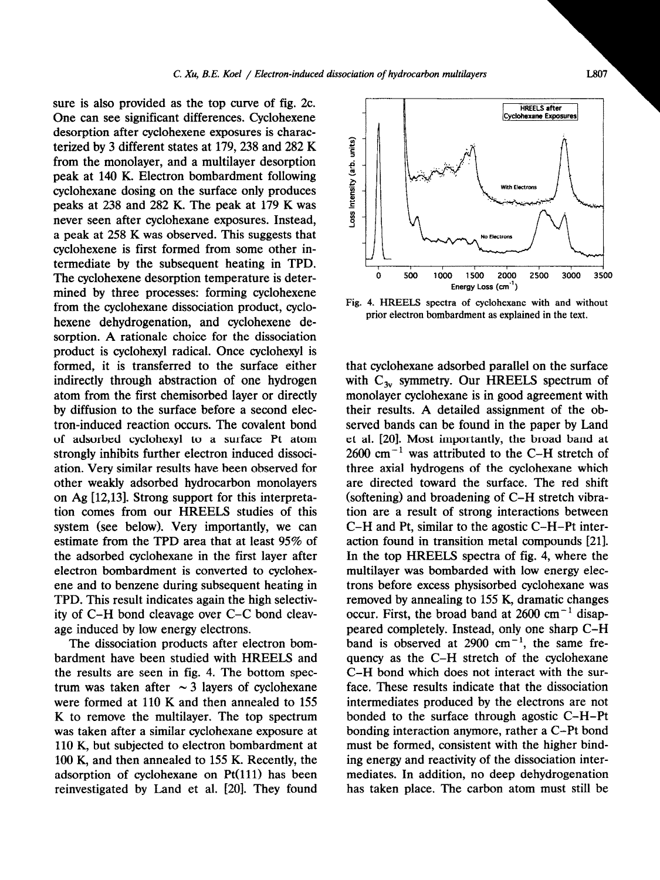sure is also provided as the top curve of fig. 2c. One can see significant differences. Cyclohexene desorption after cyclohexene exposures is characterized by 3 different states at 179, 238 and 282 K from the monolayer, and a multilayer desorption peak at 140 K. Electron bombardment following cyclohexane dosing on the surface only produces peaks at 238 and 282 K. The peak at 179 K was never seen after cyclohexane exposures. Instead, a peak at 258 K was observed. This suggests that cyclohexene is first formed from some other intermediate by the subsequent heating in TPD. The cyclohexene desorption temperature is determined by three processes: forming cyclohexene from the cyclohexane dissociation product, cyclohexene dehydrogenation, and cyclohexene desorption. A rationale choice for the dissociation product is cyclohexyl radical. Once cyclohexyl is formed, it is transferred to the surface either indirectly through abstraction of one hydrogen atom from the first chemisorbed layer or directly by diffusion to the surface before a second electron-induced reaction occurs. The covalent bond of adsorbed cyclohexyl to a surface Pt atom strongly inhibits further electron induced dissociation. Very similar results have been observed for other weakly adsorbed hydrocarbon monolayers on Ag [12,13]. Strong support for this interpretation comes from our HREELS studies of this system (see below). Very importantly, we can estimate from the TPD area that at least 95% of the adsorbed cyclohexane in the first layer after electron bombardment is converted to cyclohexene and to benzene during subsequent heating in TPD. This result indicates again the high selectivity of C–H bond cleavage over C–C bond cleavage induced by low energy electrons.

The dissociation products after electron bombardment have been studied with HREELS and the results are seen in fig. 4. The bottom spectrum was taken after ~ 3 layers of cyclohexane were formed at 110 K and then annealed to 155 K to remove the multilayer. The top spectrum was taken after a similar cyclohexane exposure at 110 K, but subjected to electron bombardment at 100 K, and then annealed to 155 K. Recently, the adsorption of cyclohexane on Pt(111) has been reinvestigated by Land et al. [20]. They found that cyclohexane adsorbed parallel on the surface with $C_{3v}$ symmetry. Our HREELS spectrum of monolayer cyclohexane is in good agreement with their results. A detailed assignment of the observed bands can be found in the paper by Land et al. [20]. Most importantly, the broad band at 2600 $cm^{-1}$ was attributed to the C–H stretch of three axial hydrogens of the cyclohexane which are directed toward the surface. The red shift (softening) and broadening of C–H stretch vibration are a result of strong interactions between C–H and Pt, similar to the agostic C–H–Pt interaction found in transition metal compounds [21]. In the top HREELS spectra of fig. 4, where the multilayer was bombarded with low energy electrons before excess physisorbed cyclohexane was removed by annealing to 155 K, dramatic changes occur. First, the broad band at 2600 $cm^{-1}$ disappeared completely. Instead, only one sharp C–H band is observed at 2900 $cm^{-1}$, the same frequency as the C–H stretch of the cyclohexane C–H bond which does not interact with the surface. These results indicate that the dissociation intermediates produced by the electrons are not bonded to the surface through agostic C–H–Pt bonding interaction anymore, rather a C–Pt bond must be formed, consistent with the higher binding energy and reactivity of the dissociation intermediates. In addition, no deep dehydrogenation has taken place. The carbon atom must still be

Fig. 4. HREELS spectra of cyclohexane with and without prior electron bombardment as explained in the text.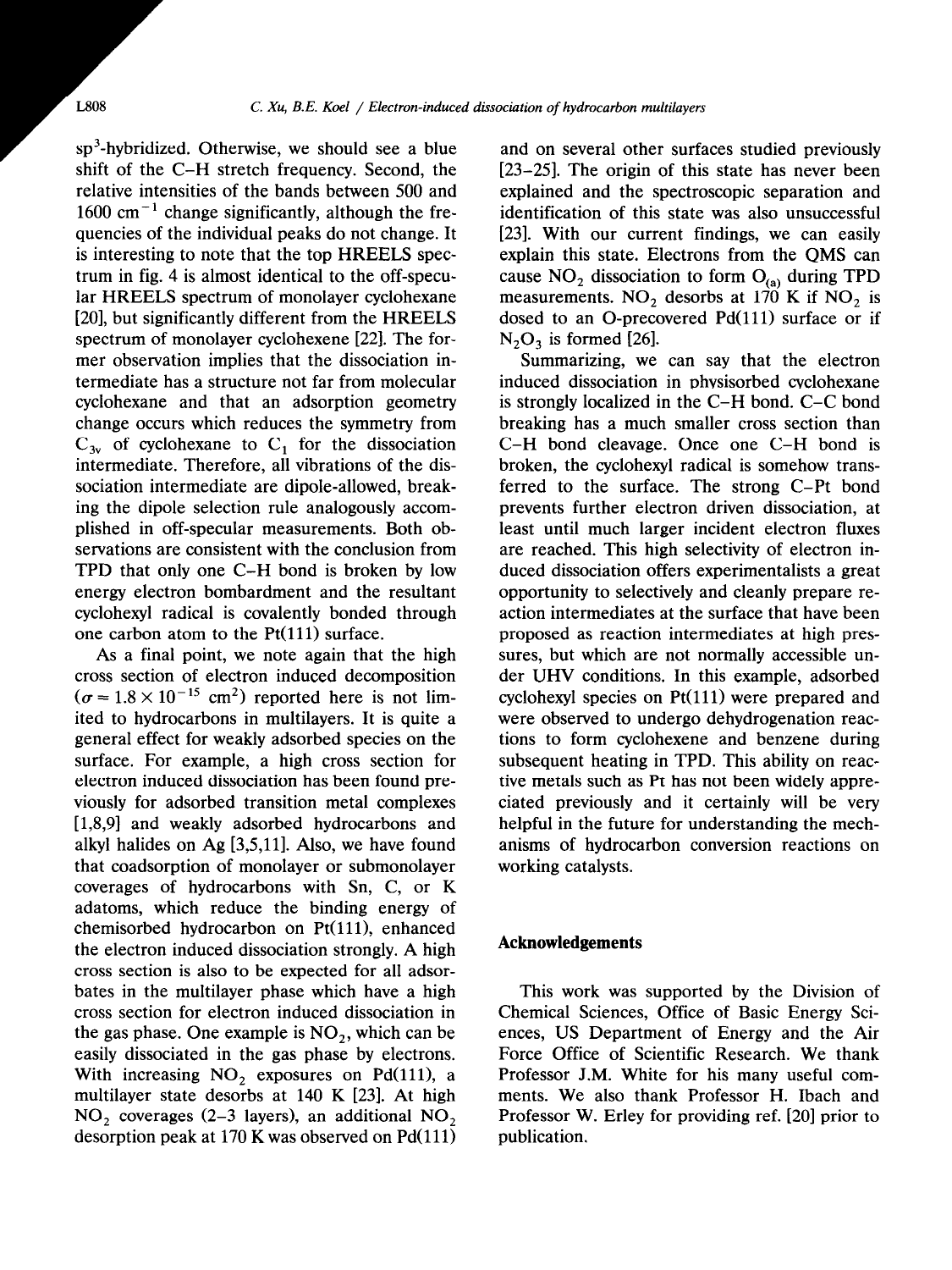sp$^3$-hybridized. Otherwise, we should see a blue shift of the C–H stretch frequency. Second, the relative intensities of the bands between 500 and 1600 $cm^{-1}$ change significantly, although the frequencies of the individual peaks do not change. It is interesting to note that the top HREELS spectrum in fig. 4 is almost identical to the off-specular HREELS spectrum of monolayer cyclohexane [20], but significantly different from the HREELS spectrum of monolayer cyclohexene [22]. The former observation implies that the dissociation intermediate has a structure not far from molecular cyclohexane and that an adsorption geometry change occurs which reduces the symmetry from $C_{3v}$ of cyclohexane to $C_1$ for the dissociation intermediate. Therefore, all vibrations of the dissociation intermediate are dipole-allowed, breaking the dipole selection rule analogously accomplished in off-specular measurements. Both observations are consistent with the conclusion from TPD that only one C–H bond is broken by low energy electron bombardment and the resultant cyclohexyl radical is covalently bonded through one carbon atom to the Pt(111) surface.

As a final point, we note again that the high cross section of electron induced decomposition ($\sigma = 1.8 \times 10^{-15}$ $cm^2$) reported here is not limited to hydrocarbons in multilayers. It is quite a general effect for weakly adsorbed species on the surface. For example, a high cross section for electron induced dissociation has been found previously for adsorbed transition metal complexes [1,8,9] and weakly adsorbed hydrocarbons and alkyl halides on Ag [3,5,11]. Also, we have found that coadsorption of monolayer or submonolayer coverages of hydrocarbons with Sn, C, or K adatoms, which reduce the binding energy of chemisorbed hydrocarbon on Pt(111), enhanced the electron induced dissociation strongly. A high cross section is also to be expected for all adsorbates in the multilayer phase which have a high cross section for electron induced dissociation in the gas phase. One example is $NO_2$, which can be easily dissociated in the gas phase by electrons. With increasing $NO_2$ exposures on Pd(111), a multilayer state desorbs at 140 K [23]. At high $NO_2$ coverages (2–3 layers), an additional $NO_2$ desorption peak at 170 K was observed on Pd(111) and on several other surfaces studied previously [23–25]. The origin of this state has never been explained and the spectroscopic separation and identification of this state was also unsuccessful [23]. With our current findings, we can easily explain this state. Electrons from the QMS can cause $NO_2$ dissociation to form $O_{(a)}$ during TPD measurements. $NO_2$ desorbs at 170 K if $NO_2$ is dosed to an O-precovered Pd(111) surface or if $N_2O_3$ is formed [26].

Summarizing, we can say that the electron induced dissociation in physisorbed cyclohexane is strongly localized in the C–H bond. C–C bond breaking has a much smaller cross section than C–H bond cleavage. Once one C–H bond is broken, the cyclohexyl radical is somehow transferred to the surface. The strong C–Pt bond prevents further electron driven dissociation, at least until much larger incident electron fluxes are reached. This high selectivity of electron induced dissociation offers experimentalists a great opportunity to selectively and cleanly prepare reaction intermediates at the surface that have been proposed as reaction intermediates at high pressures, but which are not normally accessible under UHV conditions. In this example, adsorbed cyclohexyl species on Pt(111) were prepared and were observed to undergo dehydrogenation reactions to form cyclohexene and benzene during subsequent heating in TPD. This ability on reactive metals such as Pt has not been widely appreciated previously and it certainly will be very helpful in the future for understanding the mechanisms of hydrocarbon conversion reactions on working catalysts.

## Acknowledgements

This work was supported by the Division of Chemical Sciences, Office of Basic Energy Sciences, US Department of Energy and the Air Force Office of Scientific Research. We thank Professor J.M. White for his many useful comments. We also thank Professor H. Ibach and Professor W. Erley for providing ref. [20] prior to publication.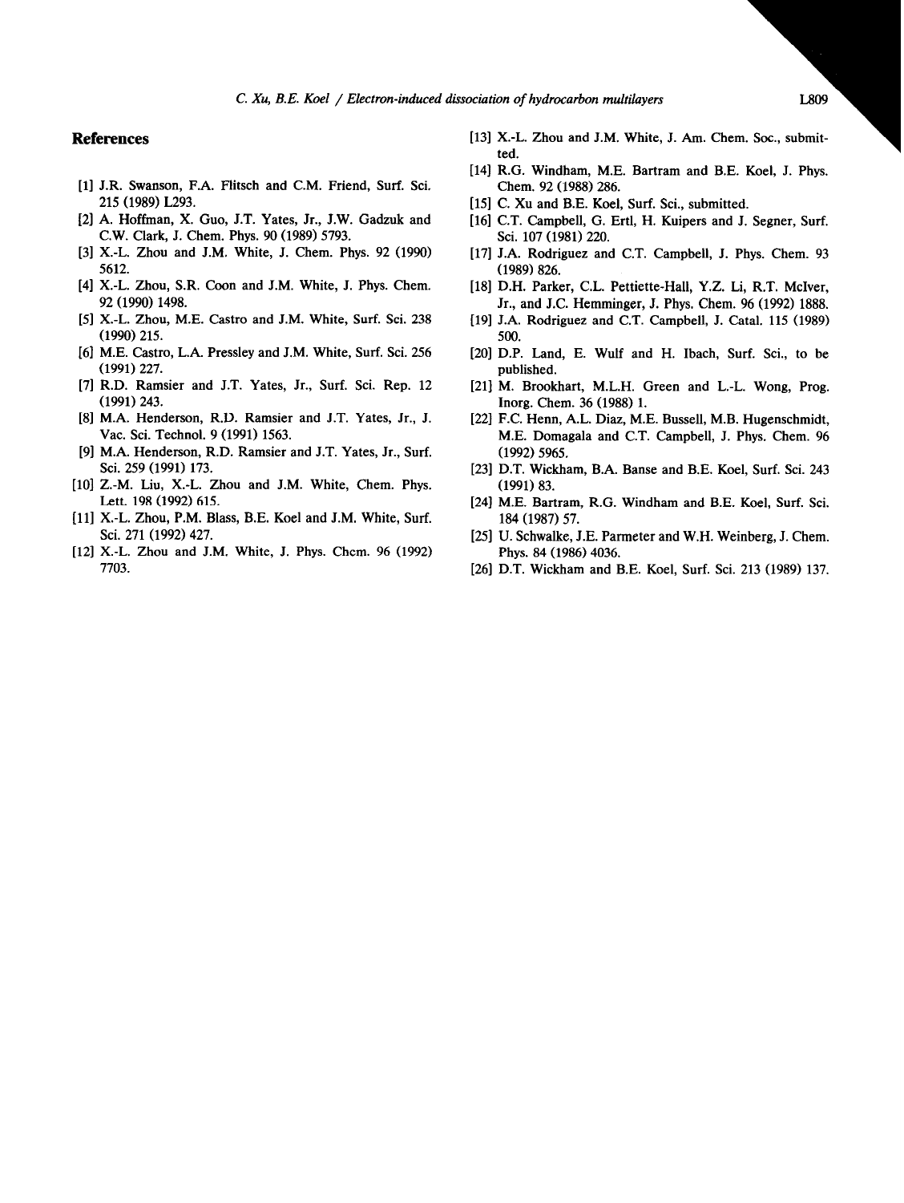## References

[1] J.R. Swanson, F.A. Flitsch and C.M. Friend, Surf. Sci. 215 (1989) L293.

[2] A. Hoffman, X. Guo, J.T. Yates, Jr., J.W. Gadzuk and C.W. Clark, J. Chem. Phys. 90 (1989) 5793.

[3] X.-L. Zhou and J.M. White, J. Chem. Phys. 92 (1990) 5612.

[4] X.-L. Zhou, S.R. Coon and J.M. White, J. Phys. Chem. 92 (1990) 1498.

[5] X.-L. Zhou, M.E. Castro and J.M. White, Surf. Sci. 238 (1990) 215.

[6] M.E. Castro, L.A. Pressley and J.M. White, Surf. Sci. 256 (1991) 227.

[7] R.D. Ramsier and J.T. Yates, Jr., Surf. Sci. Rep. 12 (1991) 243.

[8] M.A. Henderson, R.D. Ramsier and J.T. Yates, Jr., J. Vac. Sci. Technol. 9 (1991) 1563.

[9] M.A. Henderson, R.D. Ramsier and J.T. Yates, Jr., Surf. Sci. 259 (1991) 173.

[10] Z.-M. Liu, X.-L. Zhou and J.M. White, Chem. Phys. Lett. 198 (1992) 615.

[11] X.-L. Zhou, P.M. Blass, B.E. Koel and J.M. White, Surf. Sci. 271 (1992) 427.

[12] X.-L. Zhou and J.M. White, J. Phys. Chem. 96 (1992) 7703.

[13] X.-L. Zhou and J.M. White, J. Am. Chem. Soc., submitted.

[14] R.G. Windham, M.E. Bartram and B.E. Koel, J. Phys. Chem. 92 (1988) 286.

[15] C. Xu and B.E. Koel, Surf. Sci., submitted.

[16] C.T. Campbell, G. Ertl, H. Kuipers and J. Segner, Surf. Sci. 107 (1981) 220.

[17] J.A. Rodriguez and C.T. Campbell, J. Phys. Chem. 93 (1989) 826.

[18] D.H. Parker, C.L. Pettiette-Hall, Y.Z. Li, R.T. McIver, Jr., and J.C. Hemminger, J. Phys. Chem. 96 (1992) 1888.

[19] J.A. Rodriguez and C.T. Campbell, J. Catal. 115 (1989) 500.

[20] D.P. Land, E. Wulf and H. Ibach, Surf. Sci., to be published.

[21] M. Brookhart, M.L.H. Green and L.-L. Wong, Prog. Inorg. Chem. 36 (1988) 1.

[22] F.C. Henn, A.L. Diaz, M.E. Bussell, M.B. Hugenschmidt, M.E. Domagala and C.T. Campbell, J. Phys. Chem. 96 (1992) 5965.

[23] D.T. Wickham, B.A. Banse and B.E. Koel, Surf. Sci. 243 (1991) 83.

[24] M.E. Bartram, R.G. Windham and B.E. Koel, Surf. Sci. 184 (1987) 57.

[25] U. Schwalke, J.E. Parmeter and W.H. Weinberg, J. Chem. Phys. 84 (1986) 4036.

[26] D.T. Wickham and B.E. Koel, Surf. Sci. 213 (1989) 137.